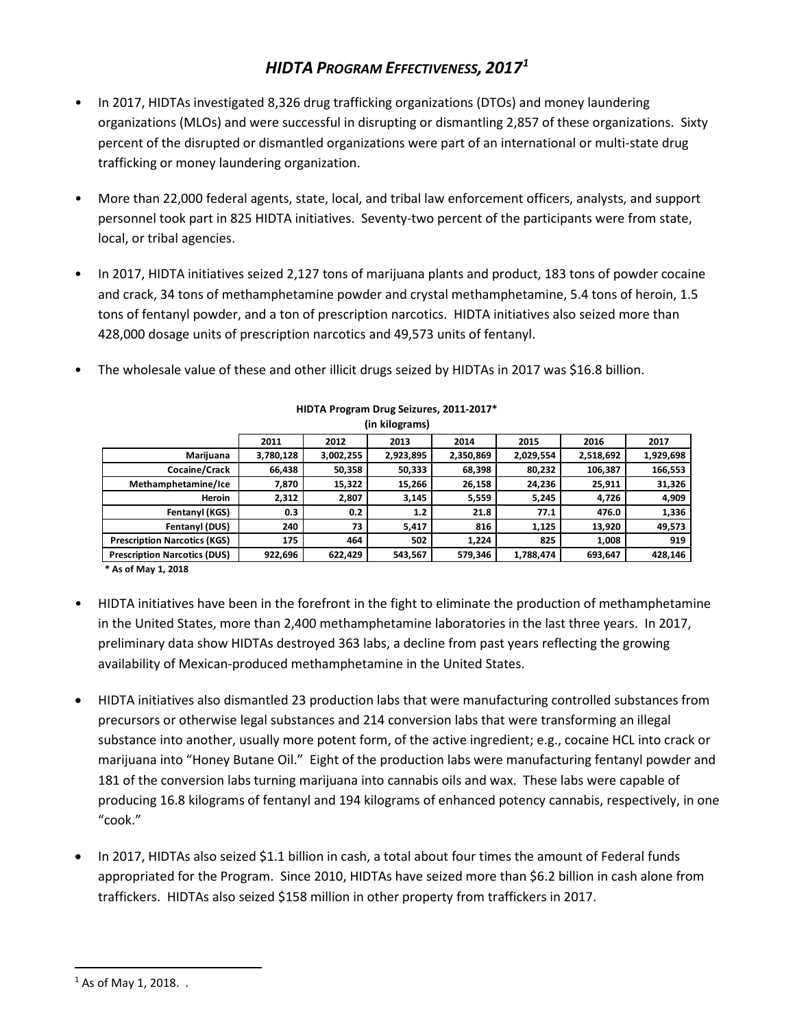# *HIDTA PROGRAM EFFECTIVENESS, 2017*[1]

- In 2017, HIDTAs investigated 8,326 drug trafficking organizations (DTOs) and money laundering organizations (MLOs) and were successful in disrupting or dismantling 2,857 of these organizations. Sixty percent of the disrupted or dismantled organizations were part of an international or multi-state drug trafficking or money laundering organization.

- More than 22,000 federal agents, state, local, and tribal law enforcement officers, analysts, and support personnel took part in 825 HIDTA initiatives. Seventy-two percent of the participants were from state, local, or tribal agencies.

- In 2017, HIDTA initiatives seized 2,127 tons of marijuana plants and product, 183 tons of powder cocaine and crack, 34 tons of methamphetamine powder and crystal methamphetamine, 5.4 tons of heroin, 1.5 tons of fentanyl powder, and a ton of prescription narcotics. HIDTA initiatives also seized more than 428,000 dosage units of prescription narcotics and 49,573 units of fentanyl.

- The wholesale value of these and other illicit drugs seized by HIDTAs in 2017 was $16.8 billion.

**HIDTA Program Drug Seizures, 2011-2017\***
**(in kilograms)**

| | 2011 | 2012 | 2013 | 2014 | 2015 | 2016 | 2017 |
|---|---|---|---|---|---|---|---|
| **Marijuana** | 3,780,128 | 3,002,255 | 2,923,895 | 2,350,869 | 2,029,554 | 2,518,692 | 1,929,698 |
| **Cocaine/Crack** | 66,438 | 50,358 | 50,333 | 68,398 | 80,232 | 106,387 | 166,553 |
| **Methamphetamine/Ice** | 7,870 | 15,322 | 15,266 | 26,158 | 24,236 | 25,911 | 31,326 |
| **Heroin** | 2,312 | 2,807 | 3,145 | 5,559 | 5,245 | 4,726 | 4,909 |
| **Fentanyl (KGS)** | 0.3 | 0.2 | 1.2 | 21.8 | 77.1 | 476.0 | 1,336 |
| **Fentanyl (DUS)** | 240 | 73 | 5,417 | 816 | 1,125 | 13,920 | 49,573 |
| **Prescription Narcotics (KGS)** | 175 | 464 | 502 | 1,224 | 825 | 1,008 | 919 |
| **Prescription Narcotics (DUS)** | 922,696 | 622,429 | 543,567 | 579,346 | 1,788,474 | 693,647 | 428,146 |

**\* As of May 1, 2018**

- HIDTA initiatives have been in the forefront in the fight to eliminate the production of methamphetamine in the United States, more than 2,400 methamphetamine laboratories in the last three years. In 2017, preliminary data show HIDTAs destroyed 363 labs, a decline from past years reflecting the growing availability of Mexican-produced methamphetamine in the United States.

- HIDTA initiatives also dismantled 23 production labs that were manufacturing controlled substances from precursors or otherwise legal substances and 214 conversion labs that were transforming an illegal substance into another, usually more potent form, of the active ingredient; e.g., cocaine HCL into crack or marijuana into "Honey Butane Oil." Eight of the production labs were manufacturing fentanyl powder and 181 of the conversion labs turning marijuana into cannabis oils and wax. These labs were capable of producing 16.8 kilograms of fentanyl and 194 kilograms of enhanced potency cannabis, respectively, in one "cook."

- In 2017, HIDTAs also seized $1.1 billion in cash, a total about four times the amount of Federal funds appropriated for the Program. Since 2010, HIDTAs have seized more than $6.2 billion in cash alone from traffickers. HIDTAs also seized $158 million in other property from traffickers in 2017.

---

[1] As of May 1, 2018. .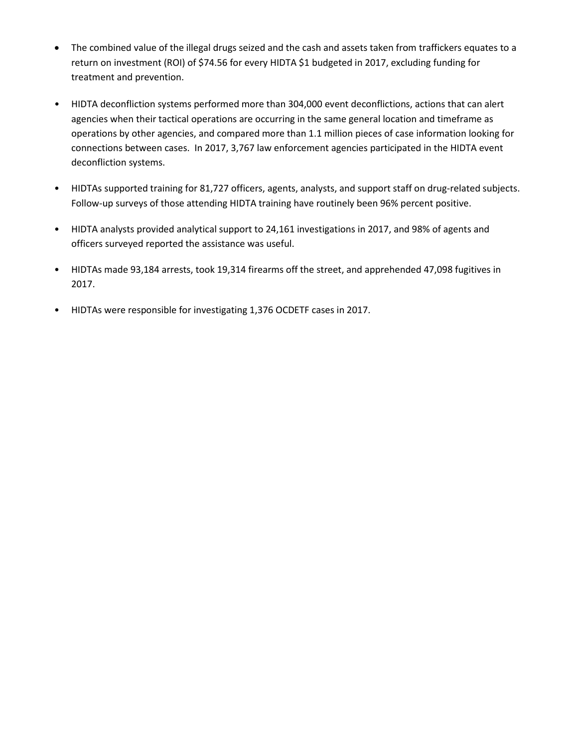- The combined value of the illegal drugs seized and the cash and assets taken from traffickers equates to a return on investment (ROI) of $74.56 for every HIDTA $1 budgeted in 2017, excluding funding for treatment and prevention.

- HIDTA deconfliction systems performed more than 304,000 event deconflictions, actions that can alert agencies when their tactical operations are occurring in the same general location and timeframe as operations by other agencies, and compared more than 1.1 million pieces of case information looking for connections between cases. In 2017, 3,767 law enforcement agencies participated in the HIDTA event deconfliction systems.

- HIDTAs supported training for 81,727 officers, agents, analysts, and support staff on drug-related subjects. Follow-up surveys of those attending HIDTA training have routinely been 96% percent positive.

- HIDTA analysts provided analytical support to 24,161 investigations in 2017, and 98% of agents and officers surveyed reported the assistance was useful.

- HIDTAs made 93,184 arrests, took 19,314 firearms off the street, and apprehended 47,098 fugitives in 2017.

- HIDTAs were responsible for investigating 1,376 OCDETF cases in 2017.